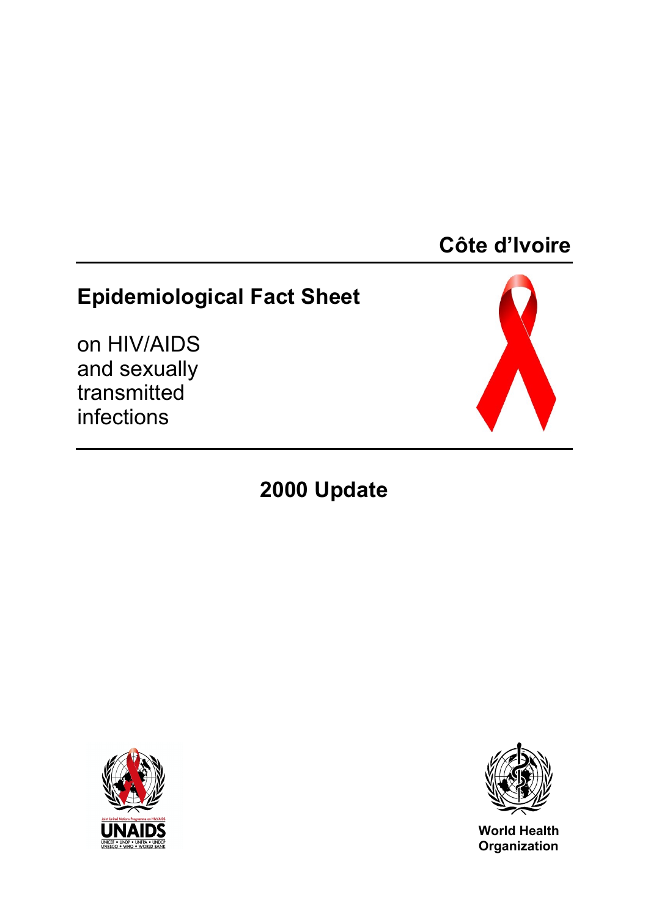# Côte d'Ivoire

## Epidemiological Fact Sheet

on HIV/AIDS
and sexually
transmitted
infections

## 2000 Update

UNAIDS

UNICEF • UNDP • UNFPA • UNDCP
UNESCO • WHO • WORLD BANK

World Health
Organization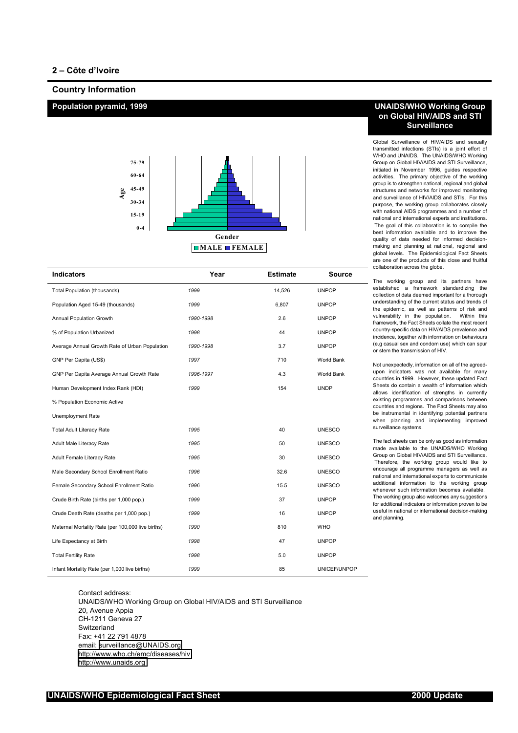## 2 – Côte d'Ivoire

## Country Information

### Population pyramid, 1999

Age: 75-79, 60-64, 45-49, 30-34, 15-19, 0-4

Gender

MALE FEMALE

| Indicators | Year | Estimate | Source |
|---|---|---|---|
| Total Population (thousands) | *1999* | 14,526 | UNPOP |
| Population Aged 15-49 (thousands) | *1999* | 6,807 | UNPOP |
| Annual Population Growth | *1990-1998* | 2.6 | UNPOP |
| % of Population Urbanized | *1998* | 44 | UNPOP |
| Average Annual Growth Rate of Urban Population | *1990-1998* | 3.7 | UNPOP |
| GNP Per Capita (US$) | *1997* | 710 | World Bank |
| GNP Per Capita Average Annual Growth Rate | *1996-1997* | 4.3 | World Bank |
| Human Development Index Rank (HDI) | *1999* | 154 | UNDP |
| % Population Economic Active | | | |
| Unemployment Rate | | | |
| Total Adult Literacy Rate | *1995* | 40 | UNESCO |
| Adult Male Literacy Rate | *1995* | 50 | UNESCO |
| Adult Female Literacy Rate | *1995* | 30 | UNESCO |
| Male Secondary School Enrollment Ratio | *1996* | 32.6 | UNESCO |
| Female Secondary School Enrollment Ratio | *1996* | 15.5 | UNESCO |
| Crude Birth Rate (births per 1,000 pop.) | *1999* | 37 | UNPOP |
| Crude Death Rate (deaths per 1,000 pop.) | *1999* | 16 | UNPOP |
| Maternal Mortality Rate (per 100,000 live births) | *1990* | 810 | WHO |
| Life Expectancy at Birth | *1998* | 47 | UNPOP |
| Total Fertility Rate | *1998* | 5.0 | UNPOP |
| Infant Mortality Rate (per 1,000 live births) | *1999* | 85 | UNICEF/UNPOP |

Contact address:
UNAIDS/WHO Working Group on Global HIV/AIDS and STI Surveillance
20, Avenue Appia
CH-1211 Geneva 27
Switzerland
Fax: +41 22 791 4878
email: surveillance@UNAIDS.org
http://www.who.ch/emc/diseases/hiv
http://www.unaids.org

### UNAIDS/WHO Working Group on Global HIV/AIDS and STI Surveillance

Global Surveillance of HIV/AIDS and sexually transmitted infections (STIs) is a joint effort of WHO and UNAIDS. The UNAIDS/WHO Working Group on Global HIV/AIDS and STI Surveillance, initiated in November 1996, guides respective activities. The primary objective of the working group is to strengthen national, regional and global structures and networks for improved monitoring and surveillance of HIV/AIDS and STIs. For this purpose, the working group collaborates closely with national AIDS programmes and a number of national and international experts and institutions. The goal of this collaboration is to compile the best information available and to improve the quality of data needed for informed decision-making and planning at national, regional and global levels. The Epidemiological Fact Sheets are one of the products of this close and fruitful collaboration across the globe.

The working group and its partners have established a framework standardizing the collection of data deemed important for a thorough understanding of the current status and trends of the epidemic, as well as patterns of risk and vulnerability in the population. Within this framework, the Fact Sheets collate the most recent country-specific data on HIV/AIDS prevalence and incidence, together with information on behaviours (e.g casual sex and condom use) which can spur or stem the transmission of HIV.

Not unexpectedly, information on all of the agreed-upon indicators was not available for many countries in 1999. However, these updated Fact Sheets do contain a wealth of information which allows identification of strengths in currently existing programmes and comparisons between countries and regions. The Fact Sheets may also be instrumental in identifying potential partners when planning and implementing improved surveillance systems.

The fact sheets can be only as good as information made available to the UNAIDS/WHO Working Group on Global HIV/AIDS and STI Surveillance. Therefore, the working group would like to encourage all programme managers as well as national and international experts to communicate additional information to the working group whenever such information becomes available. The working group also welcomes any suggestions for additional indicators or information proven to be useful in national or international decision-making and planning.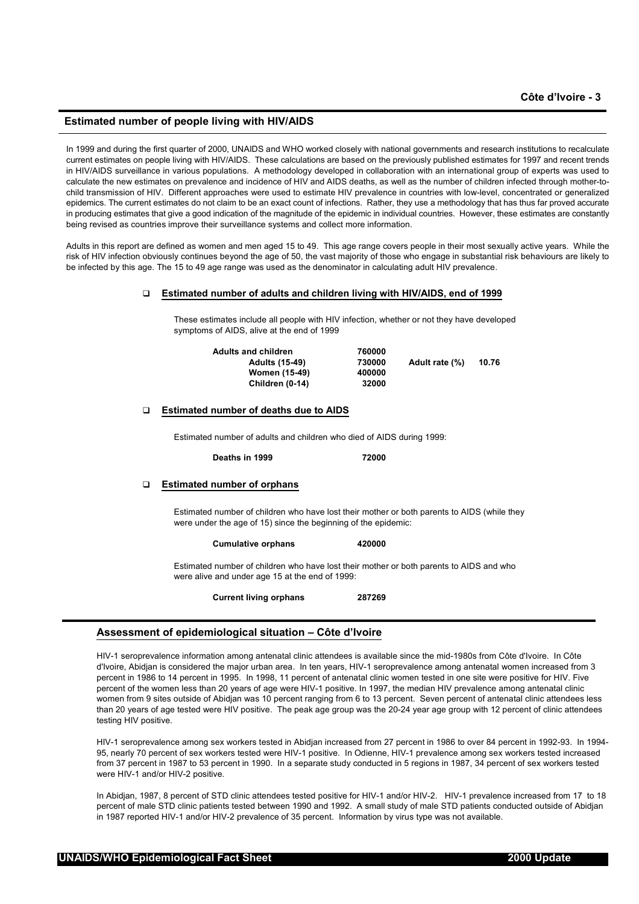## Estimated number of people living with HIV/AIDS

In 1999 and during the first quarter of 2000, UNAIDS and WHO worked closely with national governments and research institutions to recalculate current estimates on people living with HIV/AIDS. These calculations are based on the previously published estimates for 1997 and recent trends in HIV/AIDS surveillance in various populations. A methodology developed in collaboration with an international group of experts was used to calculate the new estimates on prevalence and incidence of HIV and AIDS deaths, as well as the number of children infected through mother-to-child transmission of HIV. Different approaches were used to estimate HIV prevalence in countries with low-level, concentrated or generalized epidemics. The current estimates do not claim to be an exact count of infections. Rather, they use a methodology that has thus far proved accurate in producing estimates that give a good indication of the magnitude of the epidemic in individual countries. However, these estimates are constantly being revised as countries improve their surveillance systems and collect more information.

Adults in this report are defined as women and men aged 15 to 49. This age range covers people in their most sexually active years. While the risk of HIV infection obviously continues beyond the age of 50, the vast majority of those who engage in substantial risk behaviours are likely to be infected by this age. The 15 to 49 age range was used as the denominator in calculating adult HIV prevalence.

### Estimated number of adults and children living with HIV/AIDS, end of 1999

These estimates include all people with HIV infection, whether or not they have developed symptoms of AIDS, alive at the end of 1999

| | | | |
|---|---|---|---|
| **Adults and children** | **760000** | | |
| **Adults (15-49)** | **730000** | **Adult rate (%)** | **10.76** |
| **Women (15-49)** | **400000** | | |
| **Children (0-14)** | **32000** | | |

### Estimated number of deaths due to AIDS

Estimated number of adults and children who died of AIDS during 1999:

**Deaths in 1999** **72000**

### Estimated number of orphans

Estimated number of children who have lost their mother or both parents to AIDS (while they were under the age of 15) since the beginning of the epidemic:

**Cumulative orphans** **420000**

Estimated number of children who have lost their mother or both parents to AIDS and who were alive and under age 15 at the end of 1999:

**Current living orphans** **287269**

## Assessment of epidemiological situation – Côte d'Ivoire

HIV-1 seroprevalence information among antenatal clinic attendees is available since the mid-1980s from Côte d'Ivoire. In Côte d'Ivoire, Abidjan is considered the major urban area. In ten years, HIV-1 seroprevalence among antenatal women increased from 3 percent in 1986 to 14 percent in 1995. In 1998, 11 percent of antenatal clinic women tested in one site were positive for HIV. Five percent of the women less than 20 years of age were HIV-1 positive. In 1997, the median HIV prevalence among antenatal clinic women from 9 sites outside of Abidjan was 10 percent ranging from 6 to 13 percent. Seven percent of antenatal clinic attendees less than 20 years of age tested were HIV positive. The peak age group was the 20-24 year age group with 12 percent of clinic attendees testing HIV positive.

HIV-1 seroprevalence among sex workers tested in Abidjan increased from 27 percent in 1986 to over 84 percent in 1992-93. In 1994-95, nearly 70 percent of sex workers tested were HIV-1 positive. In Odienne, HIV-1 prevalence among sex workers tested increased from 37 percent in 1987 to 53 percent in 1990. In a separate study conducted in 5 regions in 1987, 34 percent of sex workers tested were HIV-1 and/or HIV-2 positive.

In Abidjan, 1987, 8 percent of STD clinic attendees tested positive for HIV-1 and/or HIV-2. HIV-1 prevalence increased from 17 to 18 percent of male STD clinic patients tested between 1990 and 1992. A small study of male STD patients conducted outside of Abidjan in 1987 reported HIV-1 and/or HIV-2 prevalence of 35 percent. Information by virus type was not available.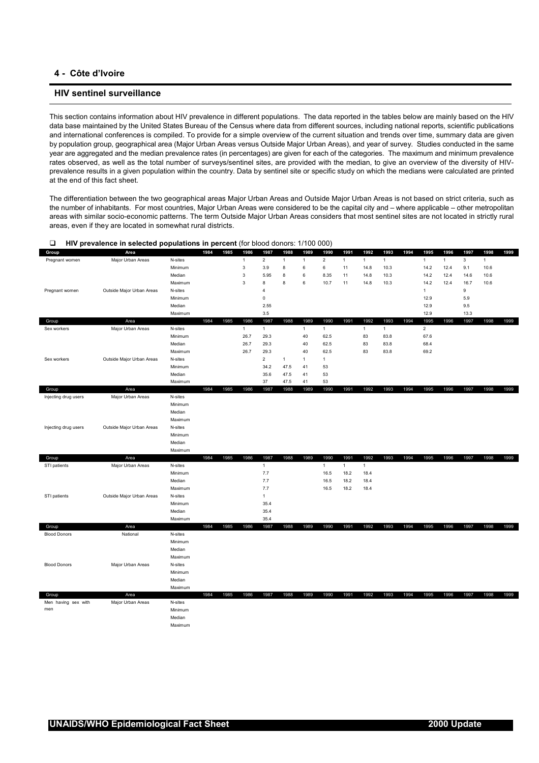## 4 - Côte d'Ivoire

### HIV sentinel surveillance

This section contains information about HIV prevalence in different populations. The data reported in the tables below are mainly based on the HIV data base maintained by the United States Bureau of the Census where data from different sources, including national reports, scientific publications and international conferences is compiled. To provide for a simple overview of the current situation and trends over time, summary data are given by population group, geographical area (Major Urban Areas versus Outside Major Urban Areas), and year of survey. Studies conducted in the same year are aggregated and the median prevalence rates (in percentages) are given for each of the categories. The maximum and minimum prevalence rates observed, as well as the total number of surveys/sentinel sites, are provided with the median, to give an overview of the diversity of HIV-prevalence results in a given population within the country. Data by sentinel site or specific study on which the medians were calculated are printed at the end of this fact sheet.

The differentiation between the two geographical areas Major Urban Areas and Outside Major Urban Areas is not based on strict criteria, such as the number of inhabitants. For most countries, Major Urban Areas were considered to be the capital city and – where applicable – other metropolitan areas with similar socio-economic patterns. The term Outside Major Urban Areas considers that most sentinel sites are not located in strictly rural areas, even if they are located in somewhat rural districts.

- **HIV prevalence in selected populations in percent** (for blood donors: 1/100 000)

| Group | Area | | 1984 | 1985 | 1986 | 1987 | 1988 | 1989 | 1990 | 1991 | 1992 | 1993 | 1994 | 1995 | 1996 | 1997 | 1998 | 1999 |
|---|---|---|---|---|---|---|---|---|---|---|---|---|---|---|---|---|---|---|
| Pregnant women | Major Urban Areas | N-sites | | | 1 | 2 | 1 | 1 | 2 | 1 | 1 | 1 | | 1 | 1 | 3 | 1 | |
| | | Minimum | | | 3 | 3.9 | 8 | 6 | 6 | 11 | 14.8 | 10.3 | | 14.2 | 12.4 | 9.1 | 10.6 | |
| | | Median | | | 3 | 5.95 | 8 | 6 | 8.35 | 11 | 14.8 | 10.3 | | 14.2 | 12.4 | 14.6 | 10.6 | |
| | | Maximum | | | 3 | 8 | 8 | 6 | 10.7 | 11 | 14.8 | 10.3 | | 14.2 | 12.4 | 16.7 | 10.6 | |
| Pregnant women | Outside Major Urban Areas | N-sites | | | | 4 | | | | | | | | 1 | | 9 | | |
| | | Minimum | | | | 0 | | | | | | | | 12.9 | | 5.9 | | |
| | | Median | | | | 2.55 | | | | | | | | 12.9 | | 9.5 | | |
| | | Maximum | | | | 3.5 | | | | | | | | 12.9 | | 13.3 | | |
| Sex workers | Major Urban Areas | N-sites | | | 1 | 1 | | 1 | 1 | | 1 | 1 | | 2 | | | | |
| | | Minimum | | | 26.7 | 29.3 | | 40 | 62.5 | | 83 | 83.8 | | 67.6 | | | | |
| | | Median | | | 26.7 | 29.3 | | 40 | 62.5 | | 83 | 83.8 | | 68.4 | | | | |
| | | Maximum | | | 26.7 | 29.3 | | 40 | 62.5 | | 83 | 83.8 | | 69.2 | | | | |
| Sex workers | Outside Major Urban Areas | N-sites | | | | 2 | 1 | 1 | 1 | | | | | | | | | |
| | | Minimum | | | | 34.2 | 47.5 | 41 | 53 | | | | | | | | | |
| | | Median | | | | 35.6 | 47.5 | 41 | 53 | | | | | | | | | |
| | | Maximum | | | | 37 | 47.5 | 41 | 53 | | | | | | | | | |
| Injecting drug users | Major Urban Areas | N-sites | | | | | | | | | | | | | | | | |
| | | Minimum | | | | | | | | | | | | | | | | |
| | | Median | | | | | | | | | | | | | | | | |
| | | Maximum | | | | | | | | | | | | | | | | |
| Injecting drug users | Outside Major Urban Areas | N-sites | | | | | | | | | | | | | | | | |
| | | Minimum | | | | | | | | | | | | | | | | |
| | | Median | | | | | | | | | | | | | | | | |
| | | Maximum | | | | | | | | | | | | | | | | |
| STI patients | Major Urban Areas | N-sites | | | | 1 | | | 1 | 1 | 1 | | | | | | | |
| | | Minimum | | | | 7.7 | | | 16.5 | 18.2 | 18.4 | | | | | | | |
| | | Median | | | | 7.7 | | | 16.5 | 18.2 | 18.4 | | | | | | | |
| | | Maximum | | | | 7.7 | | | 16.5 | 18.2 | 18.4 | | | | | | | |
| STI patients | Outside Major Urban Areas | N-sites | | | | 1 | | | | | | | | | | | | |
| | | Minimum | | | | 35.4 | | | | | | | | | | | | |
| | | Median | | | | 35.4 | | | | | | | | | | | | |
| | | Maximum | | | | 35.4 | | | | | | | | | | | | |
| Blood Donors | National | N-sites | | | | | | | | | | | | | | | | |
| | | Minimum | | | | | | | | | | | | | | | | |
| | | Median | | | | | | | | | | | | | | | | |
| | | Maximum | | | | | | | | | | | | | | | | |
| Blood Donors | Major Urban Areas | N-sites | | | | | | | | | | | | | | | | |
| | | Minimum | | | | | | | | | | | | | | | | |
| | | Median | | | | | | | | | | | | | | | | |
| | | Maximum | | | | | | | | | | | | | | | | |
| Men having sex with men | Major Urban Areas | N-sites | | | | | | | | | | | | | | | | |
| | | Minimum | | | | | | | | | | | | | | | | |
| | | Median | | | | | | | | | | | | | | | | |
| | | Maximum | | | | | | | | | | | | | | | | |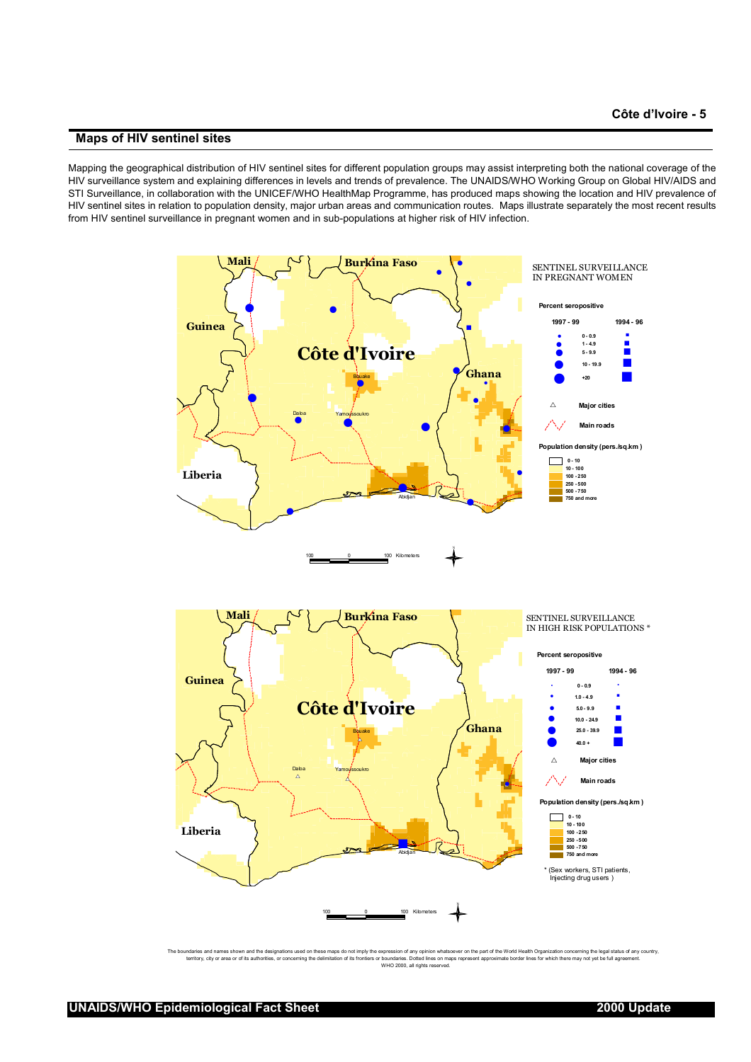## Maps of HIV sentinel sites

Mapping the geographical distribution of HIV sentinel sites for different population groups may assist interpreting both the national coverage of the HIV surveillance system and explaining differences in levels and trends of prevalence. The UNAIDS/WHO Working Group on Global HIV/AIDS and STI Surveillance, in collaboration with the UNICEF/WHO HealthMap Programme, has produced maps showing the location and HIV prevalence of HIV sentinel sites in relation to population density, major urban areas and communication routes. Maps illustrate separately the most recent results from HIV sentinel surveillance in pregnant women and in sub-populations at higher risk of HIV infection.

SENTINEL SURVEILLANCE IN PREGNANT WOMEN

Percent seropositive

| 1997 - 99 | | 1994 - 96 |
|---|---|---|
| ● | 0 - 0.9 | ■ |
| ● | 1 - 4.9 | ■ |
| ● | 5 - 9.9 | ■ |
| ● | 10 - 19.9 | ■ |
| ● | +20 | ■ |

△ Major cities

Main roads

Population density (pers./sq.km )

- 0 - 10
- 10 - 100
- 100 - 250
- 250 - 500
- 500 - 750
- 750 and more

SENTINEL SURVEILLANCE IN HIGH RISK POPULATIONS *

Percent seropositive

| 1997 - 99 | | 1994 - 96 |
|---|---|---|
| ● | 0 - 0.9 | ■ |
| ● | 1.0 - 4.9 | ■ |
| ● | 5.0 - 9.9 | ■ |
| ● | 10.0 - 24.9 | ■ |
| ● | 25.0 - 39.9 | ■ |
| ● | 40.0 + | ■ |

△ Major cities

Main roads

Population density (pers./sq.km )

- 0 - 10
- 10 - 100
- 100 - 250
- 250 - 500
- 500 - 750
- 750 and more

* (Sex workers, STI patients, Injecting drug users )

The boundaries and names shown and the designations used on these maps do not imply the expression of any opinion whatsoever on the part of the World Health Organization concerning the legal status of any country, territory, city or area or of its authorities, or concerning the delimitation of its frontiers or boundaries. Dotted lines on maps represent approximate border lines for which there may not yet be full agreement. WHO 2000, all rights reserved.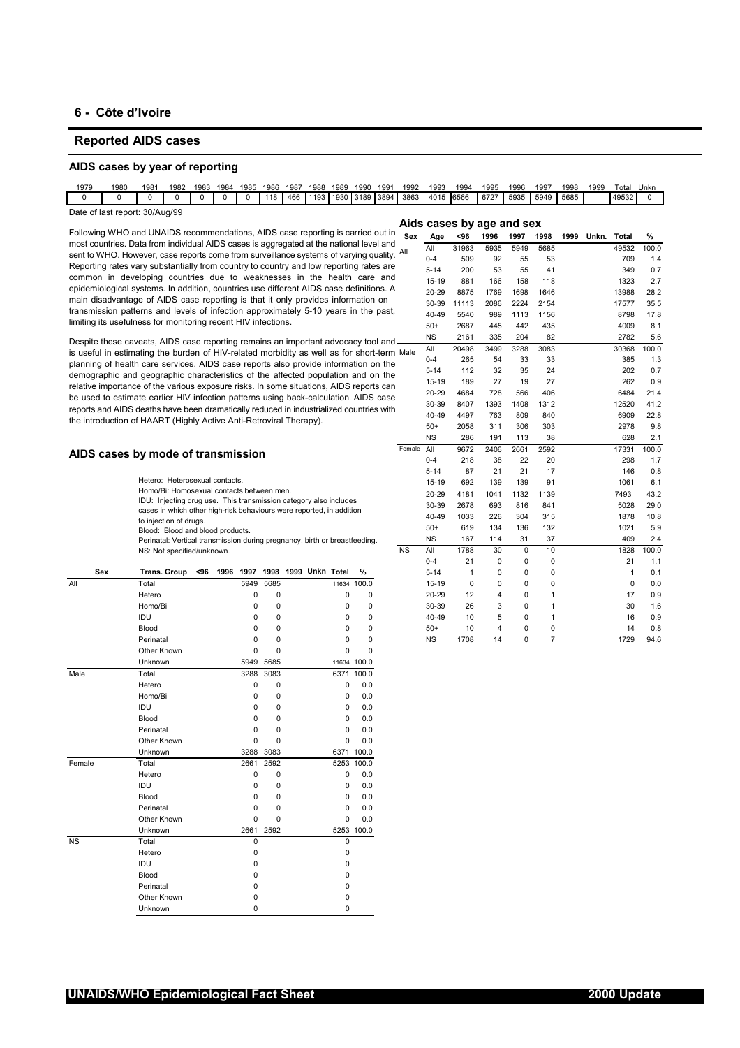## 6 - Côte d'Ivoire

### Reported AIDS cases

#### AIDS cases by year of reporting

| 1979 | 1980 | 1981 | 1982 | 1983 | 1984 | 1985 | 1986 | 1987 | 1988 | 1989 | 1990 | 1991 | 1992 | 1993 | 1994 | 1995 | 1996 | 1997 | 1998 | 1999 | Total | Unkn |
|---|---|---|---|---|---|---|---|---|---|---|---|---|---|---|---|---|---|---|---|---|---|---|
| 0 | 0 | 0 | 0 | 0 | 0 | 0 | 0 | 118 | 466 | 1193 | 1930 | 3189 | 3894 | 3863 | 4015 | 6566 | 6727 | 5935 | 5949 | 5685 | 49532 | 0 |

Date of last report: 30/Aug/99

Following WHO and UNAIDS recommendations, AIDS case reporting is carried out in most countries. Data from individual AIDS cases is aggregated at the national level and sent to WHO. However, case reports come from surveillance systems of varying quality. Reporting rates vary substantially from country to country and low reporting rates are common in developing countries due to weaknesses in the health care and epidemiological systems. In addition, countries use different AIDS case definitions. A main disadvantage of AIDS case reporting is that it only provides information on transmission patterns and levels of infection approximately 5-10 years in the past, limiting its usefulness for monitoring recent HIV infections.

Despite these caveats, AIDS case reporting remains an important advocacy tool and is useful in estimating the burden of HIV-related morbidity as well as for short-term planning of health care services. AIDS case reports also provide information on the demographic and geographic characteristics of the affected population and on the relative importance of the various exposure risks. In some situations, AIDS reports can be used to estimate earlier HIV infection patterns using back-calculation. AIDS case reports and AIDS deaths have been dramatically reduced in industrialized countries with the introduction of HAART (Highly Active Anti-Retroviral Therapy).

#### Aids cases by age and sex

| Sex | Age | <96 | 1996 | 1997 | 1998 | 1999 | Unkn. | Total | % |
|---|---|---|---|---|---|---|---|---|---|
| All | All | 31963 | 5935 | 5949 | 5685 | | | 49532 | 100.0 |
| | 0-4 | 509 | 92 | 55 | 53 | | | 709 | 1.4 |
| | 5-14 | 200 | 53 | 55 | 41 | | | 349 | 0.7 |
| | 15-19 | 881 | 166 | 158 | 118 | | | 1323 | 2.7 |
| | 20-29 | 8875 | 1769 | 1698 | 1646 | | | 13988 | 28.2 |
| | 30-39 | 11113 | 2086 | 2224 | 2154 | | | 17577 | 35.5 |
| | 40-49 | 5540 | 989 | 1113 | 1156 | | | 8798 | 17.8 |
| | 50+ | 2687 | 445 | 442 | 435 | | | 4009 | 8.1 |
| | NS | 2161 | 335 | 204 | 82 | | | 2782 | 5.6 |
| Male | All | 20498 | 3499 | 3288 | 3083 | | | 30368 | 100.0 |
| | 0-4 | 265 | 54 | 33 | 33 | | | 385 | 1.3 |
| | 5-14 | 112 | 32 | 35 | 24 | | | 202 | 0.7 |
| | 15-19 | 189 | 27 | 19 | 27 | | | 262 | 0.9 |
| | 20-29 | 4684 | 728 | 566 | 406 | | | 6484 | 21.4 |
| | 30-39 | 8407 | 1393 | 1408 | 1312 | | | 12520 | 41.2 |
| | 40-49 | 4497 | 763 | 809 | 840 | | | 6909 | 22.8 |
| | 50+ | 2058 | 311 | 306 | 303 | | | 2978 | 9.8 |
| | NS | 286 | 191 | 113 | 38 | | | 628 | 2.1 |
| Female | All | 9672 | 2406 | 2661 | 2592 | | | 17331 | 100.0 |
| | 0-4 | 218 | 38 | 22 | 20 | | | 298 | 1.7 |
| | 5-14 | 87 | 21 | 21 | 17 | | | 146 | 0.8 |
| | 15-19 | 692 | 139 | 139 | 91 | | | 1061 | 6.1 |
| | 20-29 | 4181 | 1041 | 1132 | 1139 | | | 7493 | 43.2 |
| | 30-39 | 2678 | 693 | 816 | 841 | | | 5028 | 29.0 |
| | 40-49 | 1033 | 226 | 304 | 315 | | | 1878 | 10.8 |
| | 50+ | 619 | 134 | 136 | 132 | | | 1021 | 5.9 |
| | NS | 167 | 114 | 31 | 37 | | | 409 | 2.4 |
| NS | All | 1788 | 30 | 0 | 10 | | | 1828 | 100.0 |
| | 0-4 | 21 | 0 | 0 | 0 | | | 21 | 1.1 |
| | 5-14 | 1 | 0 | 0 | 0 | | | 1 | 0.1 |
| | 15-19 | 0 | 0 | 0 | 0 | | | 0 | 0.0 |
| | 20-29 | 12 | 4 | 0 | 1 | | | 17 | 0.9 |
| | 30-39 | 26 | 3 | 0 | 1 | | | 30 | 1.6 |
| | 40-49 | 10 | 5 | 0 | 1 | | | 16 | 0.9 |
| | 50+ | 10 | 4 | 0 | 0 | | | 14 | 0.8 |
| | NS | 1708 | 14 | 0 | 7 | | | 1729 | 94.6 |

#### AIDS cases by mode of transmission

Hetero: Heterosexual contacts.
Homo/Bi: Homosexual contacts between men.
IDU: Injecting drug use. This transmission category also includes cases in which other high-risk behaviours were reported, in addition to injection of drugs.
Blood: Blood and blood products.
Perinatal: Vertical transmission during pregnancy, birth or breastfeeding.
NS: Not specified/unknown.

| Sex | Trans. Group | <96 | 1996 | 1997 | 1998 | 1999 | Unkn | Total | % |
|---|---|---|---|---|---|---|---|---|---|
| All | Total | | | 5949 | 5685 | | | 11634 | 100.0 |
| | Hetero | | | 0 | 0 | | | 0 | 0 |
| | Homo/Bi | | | 0 | 0 | | | 0 | 0 |
| | IDU | | | 0 | 0 | | | 0 | 0 |
| | Blood | | | 0 | 0 | | | 0 | 0 |
| | Perinatal | | | 0 | 0 | | | 0 | 0 |
| | Other Known | | | 0 | 0 | | | 0 | 0 |
| | Unknown | | | 5949 | 5685 | | | 11634 | 100.0 |
| Male | Total | | | 3288 | 3083 | | | 6371 | 100.0 |
| | Hetero | | | 0 | 0 | | | 0 | 0.0 |
| | Homo/Bi | | | 0 | 0 | | | 0 | 0.0 |
| | IDU | | | 0 | 0 | | | 0 | 0.0 |
| | Blood | | | 0 | 0 | | | 0 | 0.0 |
| | Perinatal | | | 0 | 0 | | | 0 | 0.0 |
| | Other Known | | | 0 | 0 | | | 0 | 0.0 |
| | Unknown | | | 3288 | 3083 | | | 6371 | 100.0 |
| Female | Total | | | 2661 | 2592 | | | 5253 | 100.0 |
| | Hetero | | | 0 | 0 | | | 0 | 0.0 |
| | IDU | | | 0 | 0 | | | 0 | 0.0 |
| | Blood | | | 0 | 0 | | | 0 | 0.0 |
| | Perinatal | | | 0 | 0 | | | 0 | 0.0 |
| | Other Known | | | 0 | 0 | | | 0 | 0.0 |
| | Unknown | | | 2661 | 2592 | | | 5253 | 100.0 |
| NS | Total | | | 0 | | | | 0 | |
| | Hetero | | | 0 | | | | 0 | |
| | IDU | | | 0 | | | | 0 | |
| | Blood | | | 0 | | | | 0 | |
| | Perinatal | | | 0 | | | | 0 | |
| | Other Known | | | 0 | | | | 0 | |
| | Unknown | | | 0 | | | | 0 | |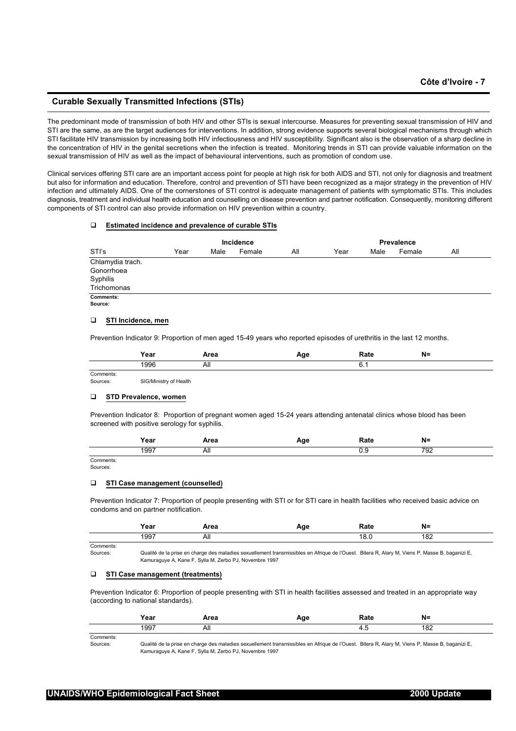## Curable Sexually Transmitted Infections (STIs)

The predominant mode of transmission of both HIV and other STIs is sexual intercourse. Measures for preventing sexual transmission of HIV and STI are the same, as are the target audiences for interventions. In addition, strong evidence supports several biological mechanisms through which STI facilitate HIV transmission by increasing both HIV infectiousness and HIV susceptibility. Significant also is the observation of a sharp decline in the concentration of HIV in the genital secretions when the infection is treated. Monitoring trends in STI can provide valuable information on the sexual transmission of HIV as well as the impact of behavioural interventions, such as promotion of condom use.

Clinical services offering STI care are an important access point for people at high risk for both AIDS and STI, not only for diagnosis and treatment but also for information and education. Therefore, control and prevention of STI have been recognized as a major strategy in the prevention of HIV infection and ultimately AIDS. One of the cornerstones of STI control is adequate management of patients with symptomatic STIs. This includes diagnosis, treatment and individual health education and counselling on disease prevention and partner notification. Consequently, monitoring different components of STI control can also provide information on HIV prevention within a country.

### Estimated incidence and prevalence of curable STIs

| | Incidence | | | | Prevalence | | | |
|---|---|---|---|---|---|---|---|---|
| STI's | Year | Male | Female | All | Year | Male | Female | All |
| Chlamydia trach. | | | | | | | | |
| Gonorrhoea | | | | | | | | |
| Syphilis | | | | | | | | |
| Trichomonas | | | | | | | | |

**Comments:**
**Source:**

### STI Incidence, men

Prevention Indicator 9: Proportion of men aged 15-49 years who reported episodes of urethritis in the last 12 months.

| Year | Area | Age | Rate | N= |
|---|---|---|---|---|
| 1996 | All | | 6.1 | |

Comments:
Sources: SIG/Ministry of Health

### STD Prevalence, women

Prevention Indicator 8: Proportion of pregnant women aged 15-24 years attending antenatal clinics whose blood has been screened with positive serology for syphilis.

| Year | Area | Age | Rate | N= |
|---|---|---|---|---|
| 1997 | All | | 0.9 | 792 |

Comments:
Sources:

### STI Case management (counselled)

Prevention Indicator 7: Proportion of people presenting with STI or for STI care in health facilities who received basic advice on condoms and on partner notification.

| Year | Area | Age | Rate | N= |
|---|---|---|---|---|
| 1997 | All | | 18.0 | 182 |

Comments:
Sources: Qualité de la prise en charge des maladies sexuellement transmissibles en Afrique de l'Ouest. Bitera R, Alary M, Viens P, Masse B, baganizi E, Kamuraguye A, Kane F, Sylla M, Zerbo PJ, Novembre 1997

### STI Case management (treatments)

Prevention Indicator 6: Proportion of people presenting with STI in health facilities assessed and treated in an appropriate way (according to national standards).

| Year | Area | Age | Rate | N= |
|---|---|---|---|---|
| 1997 | All | | 4.5 | 182 |

Comments:
Sources: Qualité de la prise en charge des maladies sexuellement transmissibles en Afrique de l'Ouest. Bitera R, Alary M, Viens P, Masse B, baganizi E, Kamuraguye A, Kane F, Sylla M, Zerbo PJ, Novembre 1997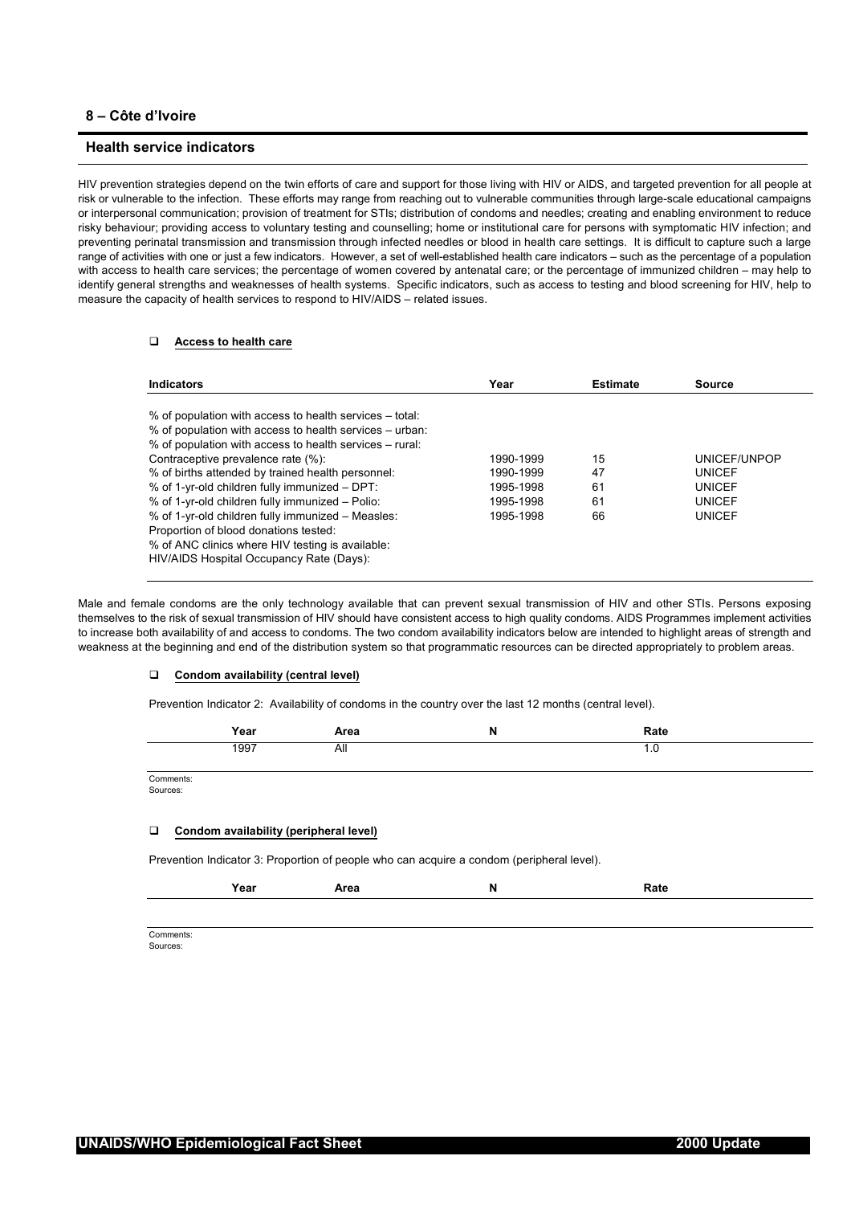## 8 – Côte d'Ivoire

### Health service indicators

HIV prevention strategies depend on the twin efforts of care and support for those living with HIV or AIDS, and targeted prevention for all people at risk or vulnerable to the infection. These efforts may range from reaching out to vulnerable communities through large-scale educational campaigns or interpersonal communication; provision of treatment for STIs; distribution of condoms and needles; creating and enabling environment to reduce risky behaviour; providing access to voluntary testing and counselling; home or institutional care for persons with symptomatic HIV infection; and preventing perinatal transmission and transmission through infected needles or blood in health care settings. It is difficult to capture such a large range of activities with one or just a few indicators. However, a set of well-established health care indicators – such as the percentage of a population with access to health care services; the percentage of women covered by antenatal care; or the percentage of immunized children – may help to identify general strengths and weaknesses of health systems. Specific indicators, such as access to testing and blood screening for HIV, help to measure the capacity of health services to respond to HIV/AIDS – related issues.

- **Access to health care**

| Indicators | Year | Estimate | Source |
|---|---|---|---|
| % of population with access to health services – total: | | | |
| % of population with access to health services – urban: | | | |
| % of population with access to health services – rural: | | | |
| Contraceptive prevalence rate (%): | 1990-1999 | 15 | UNICEF/UNPOP |
| % of births attended by trained health personnel: | 1990-1999 | 47 | UNICEF |
| % of 1-yr-old children fully immunized – DPT: | 1995-1998 | 61 | UNICEF |
| % of 1-yr-old children fully immunized – Polio: | 1995-1998 | 61 | UNICEF |
| % of 1-yr-old children fully immunized – Measles: | 1995-1998 | 66 | UNICEF |
| Proportion of blood donations tested: | | | |
| % of ANC clinics where HIV testing is available: | | | |
| HIV/AIDS Hospital Occupancy Rate (Days): | | | |

Male and female condoms are the only technology available that can prevent sexual transmission of HIV and other STIs. Persons exposing themselves to the risk of sexual transmission of HIV should have consistent access to high quality condoms. AIDS Programmes implement activities to increase both availability of and access to condoms. The two condom availability indicators below are intended to highlight areas of strength and weakness at the beginning and end of the distribution system so that programmatic resources can be directed appropriately to problem areas.

- **Condom availability (central level)**

Prevention Indicator 2: Availability of condoms in the country over the last 12 months (central level).

| Year | Area | N | Rate |
|---|---|---|---|
| 1997 | All | | 1.0 |

Comments:
Sources:

- **Condom availability (peripheral level)**

Prevention Indicator 3: Proportion of people who can acquire a condom (peripheral level).

| Year | Area | N | Rate |
|---|---|---|---|
| | | | |

Comments:
Sources: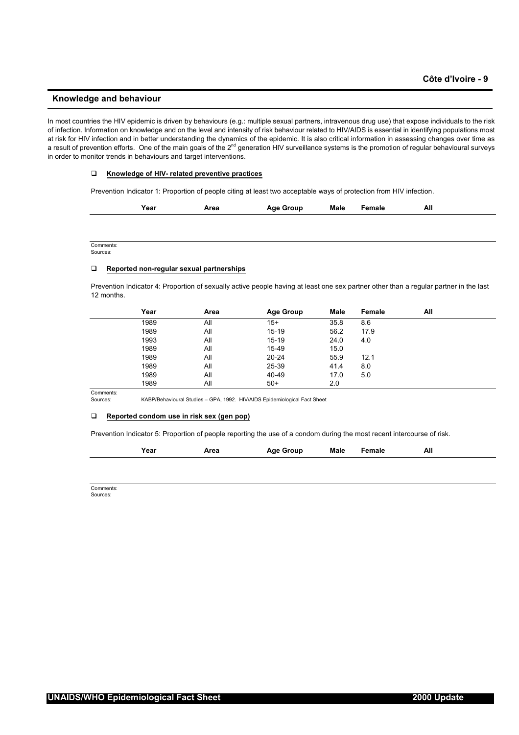## Knowledge and behaviour

In most countries the HIV epidemic is driven by behaviours (e.g.: multiple sexual partners, intravenous drug use) that expose individuals to the risk of infection. Information on knowledge and on the level and intensity of risk behaviour related to HIV/AIDS is essential in identifying populations most at risk for HIV infection and in better understanding the dynamics of the epidemic. It is also critical information in assessing changes over time as a result of prevention efforts. One of the main goals of the 2nd generation HIV surveillance systems is the promotion of regular behavioural surveys in order to monitor trends in behaviours and target interventions.

### Knowledge of HIV- related preventive practices

Prevention Indicator 1: Proportion of people citing at least two acceptable ways of protection from HIV infection.

| Year | Area | Age Group | Male | Female | All |
|---|---|---|---|---|---|

Comments:
Sources:

### Reported non-regular sexual partnerships

Prevention Indicator 4: Proportion of sexually active people having at least one sex partner other than a regular partner in the last 12 months.

| Year | Area | Age Group | Male | Female | All |
|---|---|---|---|---|---|
| 1989 | All | 15+ | 35.8 | 8.6 | |
| 1989 | All | 15-19 | 56.2 | 17.9 | |
| 1993 | All | 15-19 | 24.0 | 4.0 | |
| 1989 | All | 15-49 | 15.0 | | |
| 1989 | All | 20-24 | 55.9 | 12.1 | |
| 1989 | All | 25-39 | 41.4 | 8.0 | |
| 1989 | All | 40-49 | 17.0 | 5.0 | |
| 1989 | All | 50+ | 2.0 | | |

Comments:
Sources: KABP/Behavioural Studies – GPA, 1992. HIV/AIDS Epidemiological Fact Sheet

### Reported condom use in risk sex (gen pop)

Prevention Indicator 5: Proportion of people reporting the use of a condom during the most recent intercourse of risk.

| Year | Area | Age Group | Male | Female | All |
|---|---|---|---|---|---|

Comments:
Sources: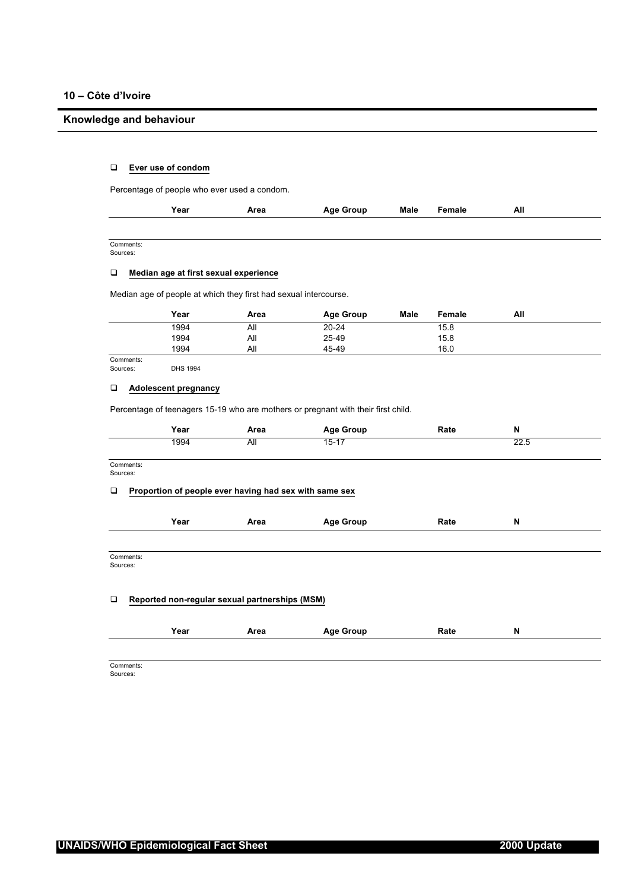## 10 – Côte d'Ivoire

## Knowledge and behaviour

### Ever use of condom

Percentage of people who ever used a condom.

| Year | Area | Age Group | Male | Female | All |
|---|---|---|---|---|---|
| | | | | | |

Comments:
Sources:

### Median age at first sexual experience

Median age of people at which they first had sexual intercourse.

| Year | Area | Age Group | Male | Female | All |
|---|---|---|---|---|---|
| 1994 | All | 20-24 | | 15.8 | |
| 1994 | All | 25-49 | | 15.8 | |
| 1994 | All | 45-49 | | 16.0 | |

Comments:
Sources: DHS 1994

### Adolescent pregnancy

Percentage of teenagers 15-19 who are mothers or pregnant with their first child.

| Year | Area | Age Group | Rate | N |
|---|---|---|---|---|
| 1994 | All | 15-17 | | 22.5 |

Comments:
Sources:

### Proportion of people ever having had sex with same sex

| Year | Area | Age Group | Rate | N |
|---|---|---|---|---|
| | | | | |

Comments:
Sources:

### Reported non-regular sexual partnerships (MSM)

| Year | Area | Age Group | Rate | N |
|---|---|---|---|---|
| | | | | |

Comments:
Sources: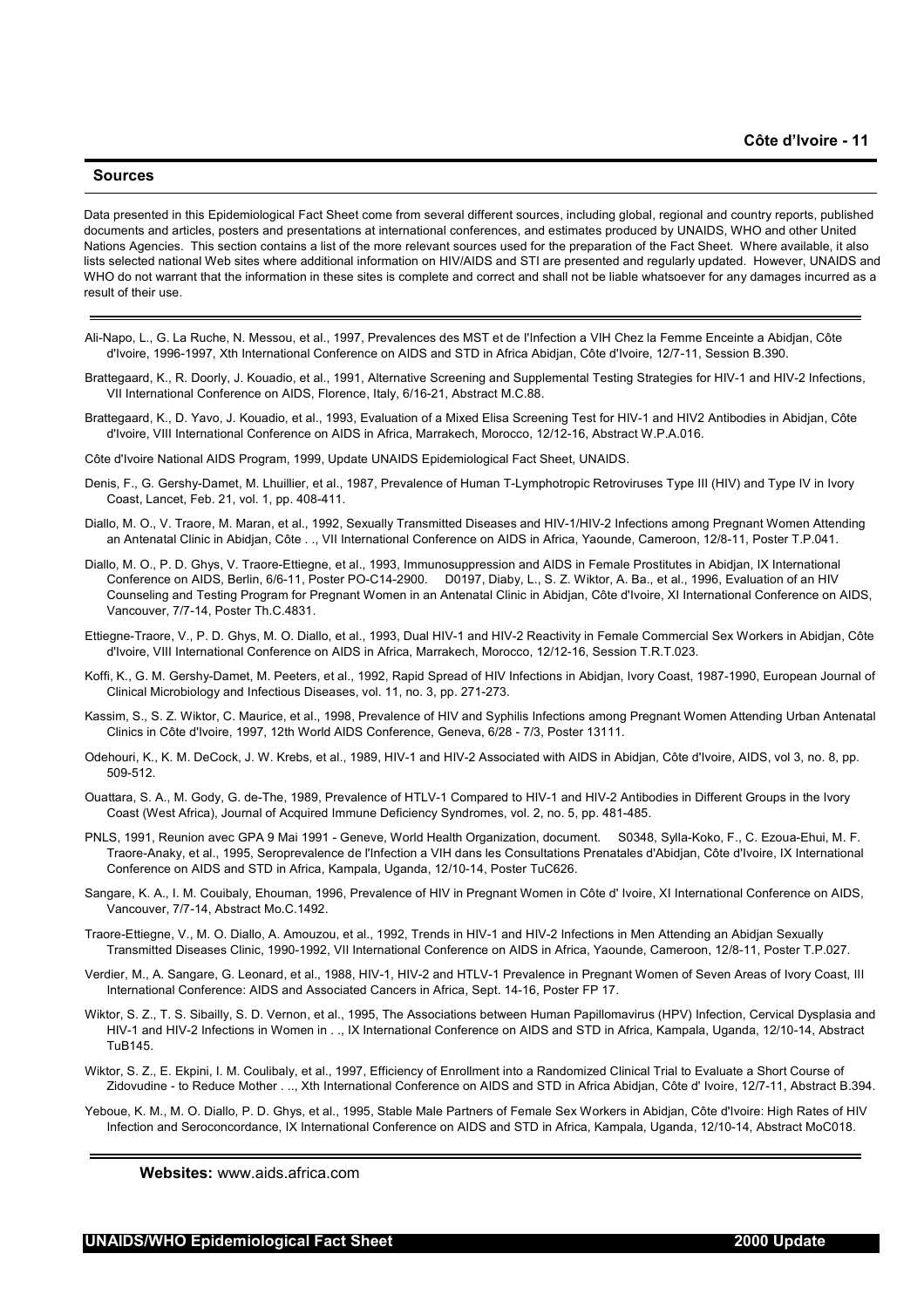## Sources

Data presented in this Epidemiological Fact Sheet come from several different sources, including global, regional and country reports, published documents and articles, posters and presentations at international conferences, and estimates produced by UNAIDS, WHO and other United Nations Agencies. This section contains a list of the more relevant sources used for the preparation of the Fact Sheet. Where available, it also lists selected national Web sites where additional information on HIV/AIDS and STI are presented and regularly updated. However, UNAIDS and WHO do not warrant that the information in these sites is complete and correct and shall not be liable whatsoever for any damages incurred as a result of their use.

---

Ali-Napo, L., G. La Ruche, N. Messou, et al., 1997, Prevalences des MST et de l'Infection a VIH Chez la Femme Enceinte a Abidjan, Côte d'Ivoire, 1996-1997, Xth International Conference on AIDS and STD in Africa Abidjan, Côte d'Ivoire, 12/7-11, Session B.390.

Brattegaard, K., R. Doorly, J. Kouadio, et al., 1991, Alternative Screening and Supplemental Testing Strategies for HIV-1 and HIV-2 Infections, VII International Conference on AIDS, Florence, Italy, 6/16-21, Abstract M.C.88.

Brattegaard, K., D. Yavo, J. Kouadio, et al., 1993, Evaluation of a Mixed Elisa Screening Test for HIV-1 and HIV2 Antibodies in Abidjan, Côte d'Ivoire, VIII International Conference on AIDS in Africa, Marrakech, Morocco, 12/12-16, Abstract W.P.A.016.

Côte d'Ivoire National AIDS Program, 1999, Update UNAIDS Epidemiological Fact Sheet, UNAIDS.

Denis, F., G. Gershy-Damet, M. Lhuillier, et al., 1987, Prevalence of Human T-Lymphotropic Retroviruses Type III (HIV) and Type IV in Ivory Coast, Lancet, Feb. 21, vol. 1, pp. 408-411.

Diallo, M. O., V. Traore, M. Maran, et al., 1992, Sexually Transmitted Diseases and HIV-1/HIV-2 Infections among Pregnant Women Attending an Antenatal Clinic in Abidjan, Côte . ., VII International Conference on AIDS in Africa, Yaounde, Cameroon, 12/8-11, Poster T.P.041.

Diallo, M. O., P. D. Ghys, V. Traore-Ettiegne, et al., 1993, Immunosuppression and AIDS in Female Prostitutes in Abidjan, IX International Conference on AIDS, Berlin, 6/6-11, Poster PO-C14-2900. D0197, Diaby, L., S. Z. Wiktor, A. Ba., et al., 1996, Evaluation of an HIV Counseling and Testing Program for Pregnant Women in an Antenatal Clinic in Abidjan, Côte d'Ivoire, XI International Conference on AIDS, Vancouver, 7/7-14, Poster Th.C.4831.

Ettiegne-Traore, V., P. D. Ghys, M. O. Diallo, et al., 1993, Dual HIV-1 and HIV-2 Reactivity in Female Commercial Sex Workers in Abidjan, Côte d'Ivoire, VIII International Conference on AIDS in Africa, Marrakech, Morocco, 12/12-16, Session T.R.T.023.

Koffi, K., G. M. Gershy-Damet, M. Peeters, et al., 1992, Rapid Spread of HIV Infections in Abidjan, Ivory Coast, 1987-1990, European Journal of Clinical Microbiology and Infectious Diseases, vol. 11, no. 3, pp. 271-273.

Kassim, S., S. Z. Wiktor, C. Maurice, et al., 1998, Prevalence of HIV and Syphilis Infections among Pregnant Women Attending Urban Antenatal Clinics in Côte d'Ivoire, 1997, 12th World AIDS Conference, Geneva, 6/28 - 7/3, Poster 13111.

Odehouri, K., K. M. DeCock, J. W. Krebs, et al., 1989, HIV-1 and HIV-2 Associated with AIDS in Abidjan, Côte d'Ivoire, AIDS, vol 3, no. 8, pp. 509-512.

Ouattara, S. A., M. Gody, G. de-The, 1989, Prevalence of HTLV-1 Compared to HIV-1 and HIV-2 Antibodies in Different Groups in the Ivory Coast (West Africa), Journal of Acquired Immune Deficiency Syndromes, vol. 2, no. 5, pp. 481-485.

PNLS, 1991, Reunion avec GPA 9 Mai 1991 - Geneve, World Health Organization, document. S0348, Sylla-Koko, F., C. Ezoua-Ehui, M. F. Traore-Anaky, et al., 1995, Seroprevalence de l'Infection a VIH dans les Consultations Prenatales d'Abidjan, Côte d'Ivoire, IX International Conference on AIDS and STD in Africa, Kampala, Uganda, 12/10-14, Poster TuC626.

Sangare, K. A., I. M. Couibaly, Ehouman, 1996, Prevalence of HIV in Pregnant Women in Côte d' Ivoire, XI International Conference on AIDS, Vancouver, 7/7-14, Abstract Mo.C.1492.

Traore-Ettiegne, V., M. O. Diallo, A. Amouzou, et al., 1992, Trends in HIV-1 and HIV-2 Infections in Men Attending an Abidjan Sexually Transmitted Diseases Clinic, 1990-1992, VII International Conference on AIDS in Africa, Yaounde, Cameroon, 12/8-11, Poster T.P.027.

Verdier, M., A. Sangare, G. Leonard, et al., 1988, HIV-1, HIV-2 and HTLV-1 Prevalence in Pregnant Women of Seven Areas of Ivory Coast, III International Conference: AIDS and Associated Cancers in Africa, Sept. 14-16, Poster FP 17.

Wiktor, S. Z., T. S. Sibailly, S. D. Vernon, et al., 1995, The Associations between Human Papillomavirus (HPV) Infection, Cervical Dysplasia and HIV-1 and HIV-2 Infections in Women in . ., IX International Conference on AIDS and STD in Africa, Kampala, Uganda, 12/10-14, Abstract TuB145.

Wiktor, S. Z., E. Ekpini, I. M. Coulibaly, et al., 1997, Efficiency of Enrollment into a Randomized Clinical Trial to Evaluate a Short Course of Zidovudine - to Reduce Mother . .., Xth International Conference on AIDS and STD in Africa Abidjan, Côte d' Ivoire, 12/7-11, Abstract B.394.

Yeboue, K. M., M. O. Diallo, P. D. Ghys, et al., 1995, Stable Male Partners of Female Sex Workers in Abidjan, Côte d'Ivoire: High Rates of HIV Infection and Seroconcordance, IX International Conference on AIDS and STD in Africa, Kampala, Uganda, 12/10-14, Abstract MoC018.

---

**Websites:** www.aids.africa.com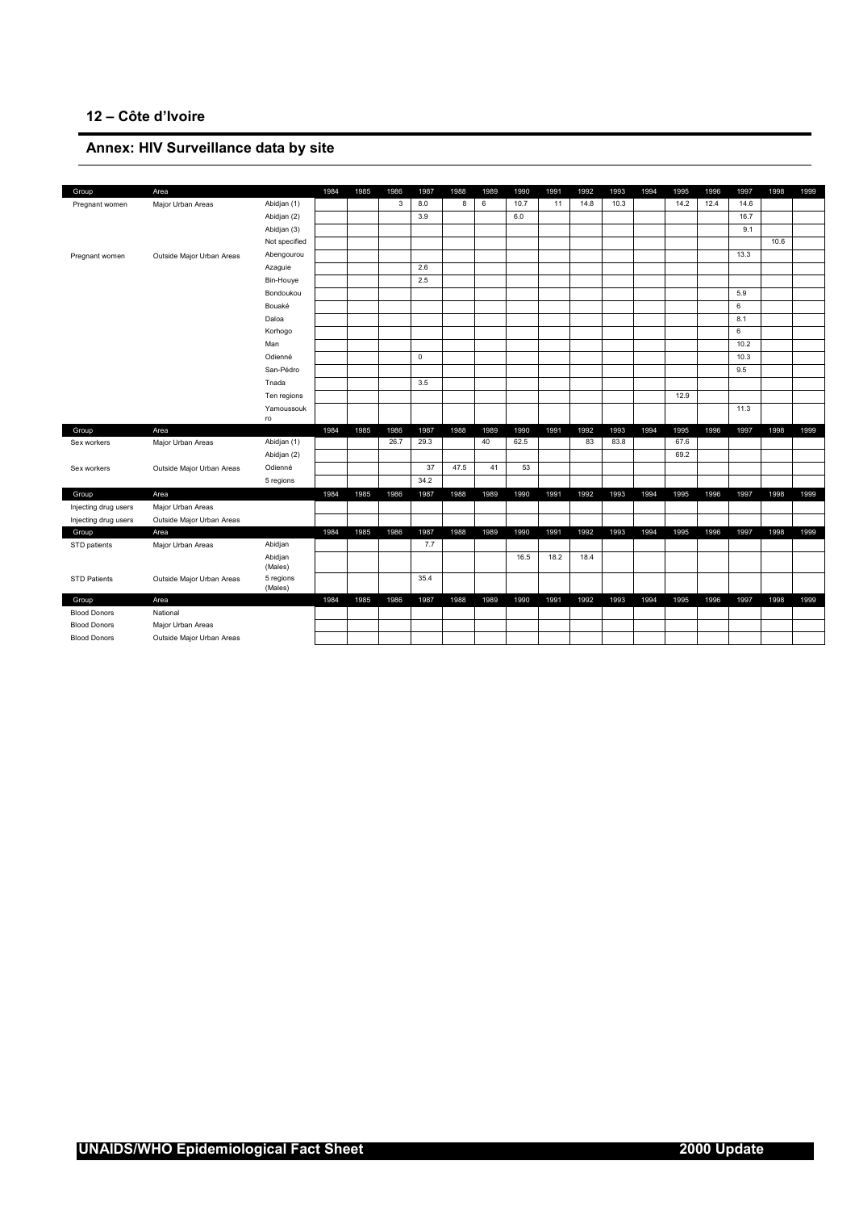## 12 – Côte d'Ivoire

## Annex: HIV Surveillance data by site

| Group | Area | | 1984 | 1985 | 1986 | 1987 | 1988 | 1989 | 1990 | 1991 | 1992 | 1993 | 1994 | 1995 | 1996 | 1997 | 1998 | 1999 |
|---|---|---|---|---|---|---|---|---|---|---|---|---|---|---|---|---|---|---|
| Pregnant women | Major Urban Areas | Abidjan (1) | | | 3 | 8.0 | 8 | 6 | 10.7 | 11 | 14.8 | 10.3 | | 14.2 | 12.4 | 14.6 | | |
| | | Abidjan (2) | | | | 3.9 | | | 6.0 | | | | | | | 16.7 | | |
| | | Abidjan (3) | | | | | | | | | | | | | | 9.1 | | |
| | | Not specified | | | | | | | | | | | | | | | 10.6 | |
| Pregnant women | Outside Major Urban Areas | Abengourou | | | | | | | | | | | | | | 13.3 | | |
| | | Azaguie | | | | 2.6 | | | | | | | | | | | | |
| | | Bin-Houye | | | | 2.5 | | | | | | | | | | | | |
| | | Bondoukou | | | | | | | | | | | | | | 5.9 | | |
| | | Bouaké | | | | | | | | | | | | | | 6 | | |
| | | Daloa | | | | | | | | | | | | | | 8.1 | | |
| | | Korhogo | | | | | | | | | | | | | | 6 | | |
| | | Man | | | | | | | | | | | | | | 10.2 | | |
| | | Odienné | | | | 0 | | | | | | | | | | 10.3 | | |
| | | San-Pédro | | | | | | | | | | | | | | 9.5 | | |
| | | Tnada | | | | 3.5 | | | | | | | | | | | | |
| | | Ten regions | | | | | | | | | | | | 12.9 | | | | |
| | | Yamoussoukro | | | | | | | | | | | | | | 11.3 | | |
| **Group** | **Area** | | **1984** | **1985** | **1986** | **1987** | **1988** | **1989** | **1990** | **1991** | **1992** | **1993** | **1994** | **1995** | **1996** | **1997** | **1998** | **1999** |
| Sex workers | Major Urban Areas | Abidjan (1) | | | 26.7 | 29.3 | | 40 | 62.5 | | 83 | 83.8 | | 67.6 | | | | |
| | | Abidjan (2) | | | | | | | | | | | | 69.2 | | | | |
| Sex workers | Outside Major Urban Areas | Odienné | | | | 37 | 47.5 | 41 | 53 | | | | | | | | | |
| | | 5 regions | | | | 34.2 | | | | | | | | | | | | |
| **Group** | **Area** | | **1984** | **1985** | **1986** | **1987** | **1988** | **1989** | **1990** | **1991** | **1992** | **1993** | **1994** | **1995** | **1996** | **1997** | **1998** | **1999** |
| Injecting drug users | Major Urban Areas | | | | | | | | | | | | | | | | | |
| Injecting drug users | Outside Major Urban Areas | | | | | | | | | | | | | | | | | |
| **Group** | **Area** | | **1984** | **1985** | **1986** | **1987** | **1988** | **1989** | **1990** | **1991** | **1992** | **1993** | **1994** | **1995** | **1996** | **1997** | **1998** | **1999** |
| STD patients | Major Urban Areas | Abidjan | | | | 7.7 | | | | | | | | | | | | |
| | | Abidjan (Males) | | | | | | | 16.5 | 18.2 | 18.4 | | | | | | | |
| STD Patients | Outside Major Urban Areas | 5 regions (Males) | | | | 35.4 | | | | | | | | | | | | |
| **Group** | **Area** | | **1984** | **1985** | **1986** | **1987** | **1988** | **1989** | **1990** | **1991** | **1992** | **1993** | **1994** | **1995** | **1996** | **1997** | **1998** | **1999** |
| Blood Donors | National | | | | | | | | | | | | | | | | | |
| Blood Donors | Major Urban Areas | | | | | | | | | | | | | | | | | |
| Blood Donors | Outside Major Urban Areas | | | | | | | | | | | | | | | | | |